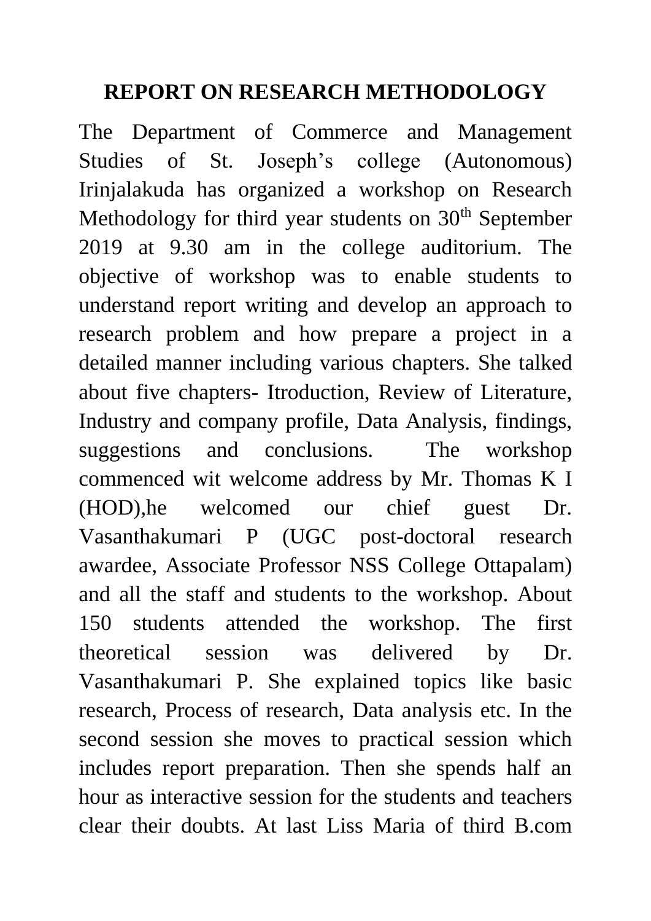# REPORT ON RESEARCH METHODOLOGY

The Department of Commerce and Management Studies of St. Joseph's college (Autonomous) Irinjalakuda has organized a workshop on Research Methodology for third year students on 30th September 2019 at 9.30 am in the college auditorium. The objective of workshop was to enable students to understand report writing and develop an approach to research problem and how prepare a project in a detailed manner including various chapters. She talked about five chapters- Itroduction, Review of Literature, Industry and company profile, Data Analysis, findings, suggestions and conclusions. The workshop commenced wit welcome address by Mr. Thomas K I (HOD),he welcomed our chief guest Dr. Vasanthakumari P (UGC post-doctoral research awardee, Associate Professor NSS College Ottapalam) and all the staff and students to the workshop. About 150 students attended the workshop. The first theoretical session was delivered by Dr. Vasanthakumari P. She explained topics like basic research, Process of research, Data analysis etc. In the second session she moves to practical session which includes report preparation. Then she spends half an hour as interactive session for the students and teachers clear their doubts. At last Liss Maria of third B.com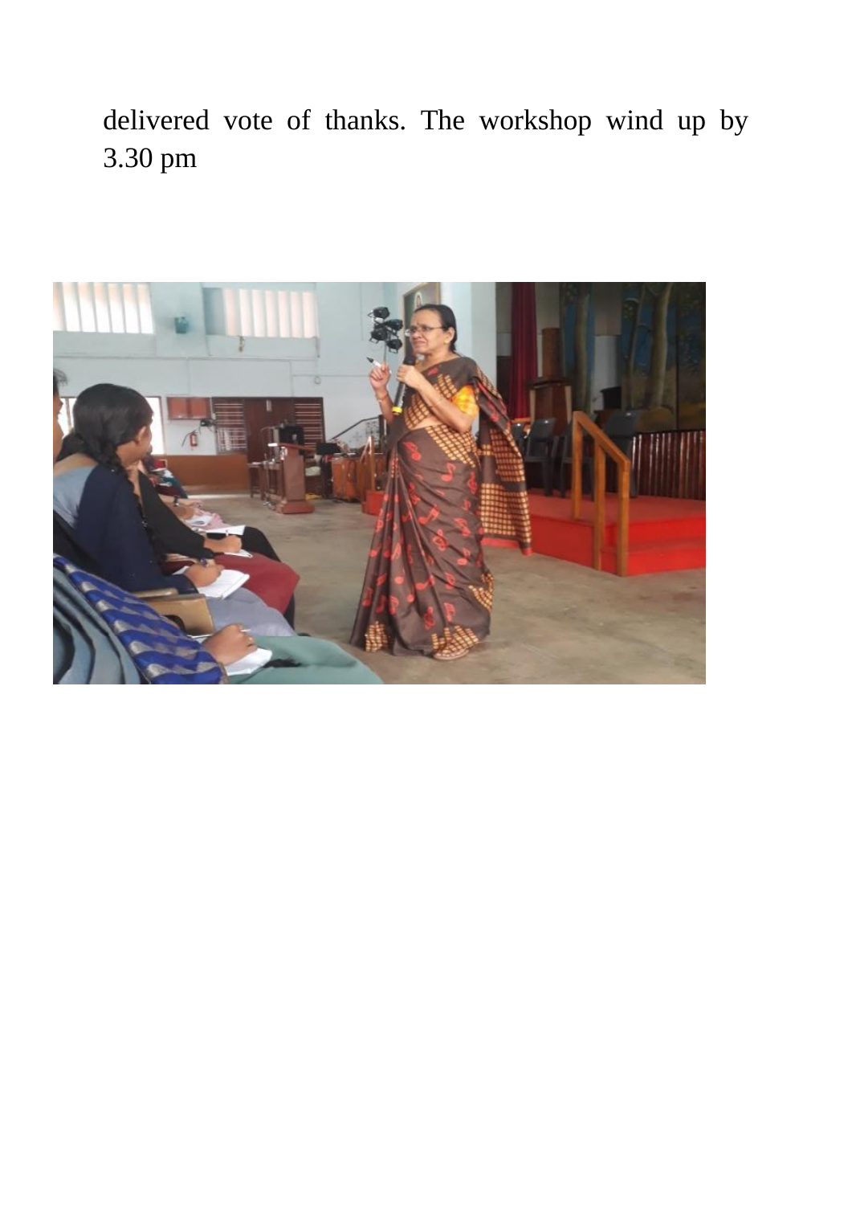delivered vote of thanks. The workshop wind up by 3.30 pm